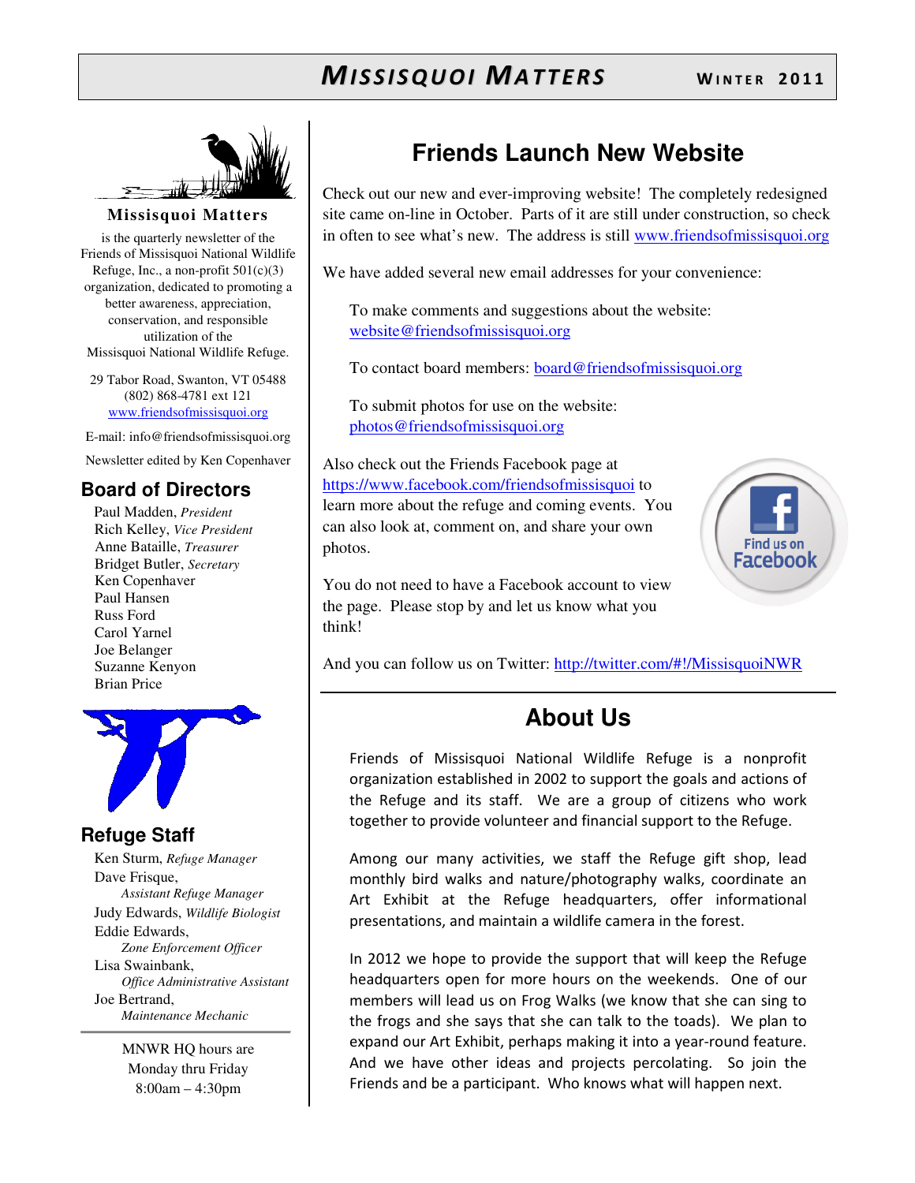# MISSISQUOI MATTERS

WINTER 2011

**Missisquoi Matters**

is the quarterly newsletter of the Friends of Missisquoi National Wildlife Refuge, Inc., a non-profit 501(c)(3) organization, dedicated to promoting a better awareness, appreciation, conservation, and responsible utilization of the Missisquoi National Wildlife Refuge.

29 Tabor Road, Swanton, VT 05488
(802) 868-4781 ext 121
www.friendsofmissisquoi.org

E-mail: info@friendsofmissisquoi.org

Newsletter edited by Ken Copenhaver

## Board of Directors

Paul Madden, *President*
Rich Kelley, *Vice President*
Anne Bataille, *Treasurer*
Bridget Butler, *Secretary*
Ken Copenhaver
Paul Hansen
Russ Ford
Carol Yarnel
Joe Belanger
Suzanne Kenyon
Brian Price

## Refuge Staff

Ken Sturm, *Refuge Manager*
Dave Frisque, *Assistant Refuge Manager*
Judy Edwards, *Wildlife Biologist*
Eddie Edwards, *Zone Enforcement Officer*
Lisa Swainbank, *Office Administrative Assistant*
Joe Bertrand, *Maintenance Mechanic*

MNWR HQ hours are
Monday thru Friday
8:00am – 4:30pm

## Friends Launch New Website

Check out our new and ever-improving website! The completely redesigned site came on-line in October. Parts of it are still under construction, so check in often to see what's new. The address is still www.friendsofmissisquoi.org

We have added several new email addresses for your convenience:

To make comments and suggestions about the website:
website@friendsofmissisquoi.org

To contact board members: board@friendsofmissisquoi.org

To submit photos for use on the website:
photos@friendsofmissisquoi.org

Also check out the Friends Facebook page at https://www.facebook.com/friendsofmissisquoi to learn more about the refuge and coming events. You can also look at, comment on, and share your own photos.

Find us on Facebook

You do not need to have a Facebook account to view the page. Please stop by and let us know what you think!

And you can follow us on Twitter: http://twitter.com/#!/MissisquoiNWR

## About Us

Friends of Missisquoi National Wildlife Refuge is a nonprofit organization established in 2002 to support the goals and actions of the Refuge and its staff. We are a group of citizens who work together to provide volunteer and financial support to the Refuge.

Among our many activities, we staff the Refuge gift shop, lead monthly bird walks and nature/photography walks, coordinate an Art Exhibit at the Refuge headquarters, offer informational presentations, and maintain a wildlife camera in the forest.

In 2012 we hope to provide the support that will keep the Refuge headquarters open for more hours on the weekends. One of our members will lead us on Frog Walks (we know that she can sing to the frogs and she says that she can talk to the toads). We plan to expand our Art Exhibit, perhaps making it into a year-round feature. And we have other ideas and projects percolating. So join the Friends and be a participant. Who knows what will happen next.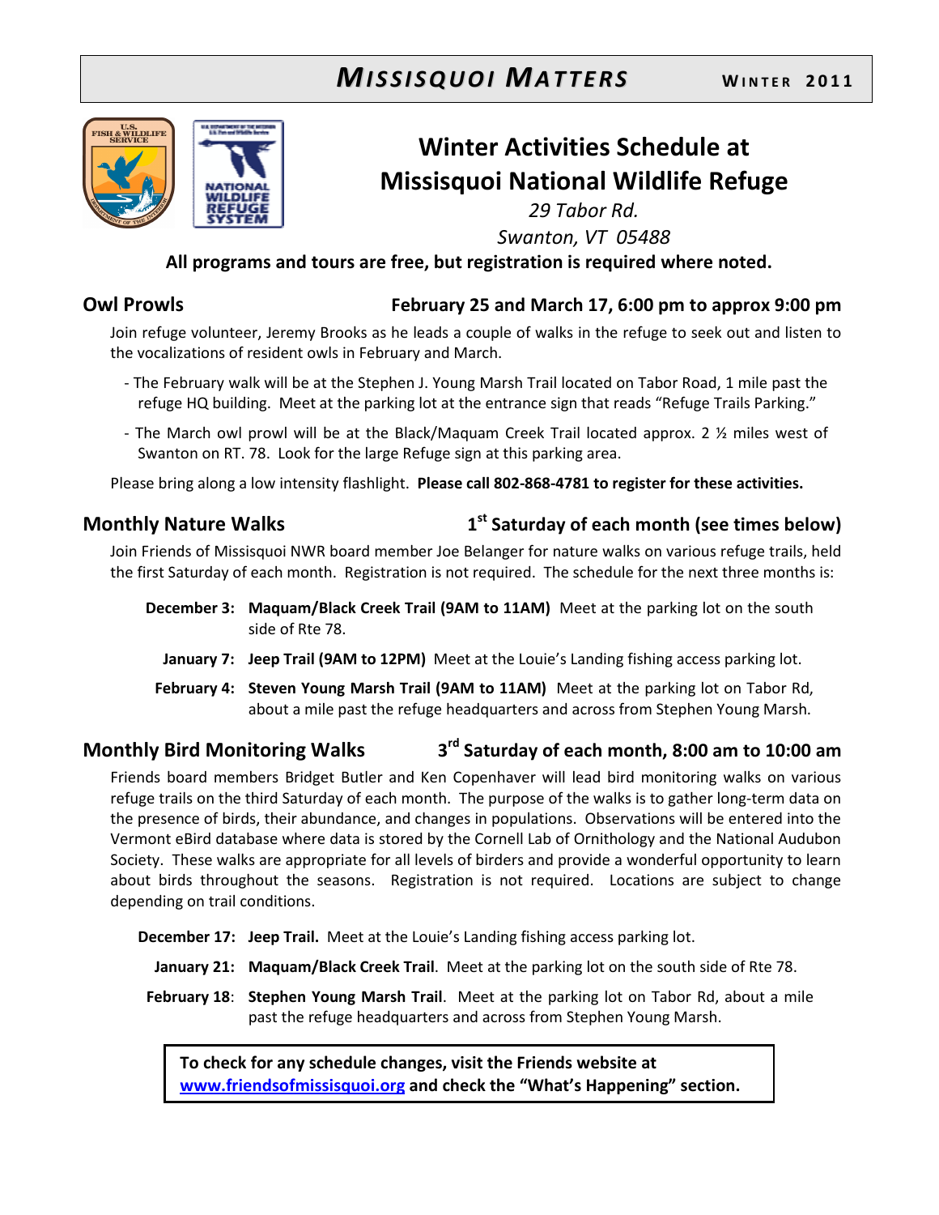# Winter Activities Schedule at Missisquoi National Wildlife Refuge

*29 Tabor Rd.*
*Swanton, VT 05488*

**All programs and tours are free, but registration is required where noted.**

## Owl Prowls — February 25 and March 17, 6:00 pm to approx 9:00 pm

Join refuge volunteer, Jeremy Brooks as he leads a couple of walks in the refuge to seek out and listen to the vocalizations of resident owls in February and March.

- The February walk will be at the Stephen J. Young Marsh Trail located on Tabor Road, 1 mile past the refuge HQ building. Meet at the parking lot at the entrance sign that reads "Refuge Trails Parking."
- The March owl prowl will be at the Black/Maquam Creek Trail located approx. 2 ½ miles west of Swanton on RT. 78. Look for the large Refuge sign at this parking area.

Please bring along a low intensity flashlight. **Please call 802-868-4781 to register for these activities.**

## Monthly Nature Walks — 1st Saturday of each month (see times below)

Join Friends of Missisquoi NWR board member Joe Belanger for nature walks on various refuge trails, held the first Saturday of each month. Registration is not required. The schedule for the next three months is:

**December 3:** **Maquam/Black Creek Trail (9AM to 11AM)** Meet at the parking lot on the south side of Rte 78.

**January 7:** **Jeep Trail (9AM to 12PM)** Meet at the Louie's Landing fishing access parking lot.

**February 4:** **Steven Young Marsh Trail (9AM to 11AM)** Meet at the parking lot on Tabor Rd, about a mile past the refuge headquarters and across from Stephen Young Marsh.

## Monthly Bird Monitoring Walks — 3rd Saturday of each month, 8:00 am to 10:00 am

Friends board members Bridget Butler and Ken Copenhaver will lead bird monitoring walks on various refuge trails on the third Saturday of each month. The purpose of the walks is to gather long-term data on the presence of birds, their abundance, and changes in populations. Observations will be entered into the Vermont eBird database where data is stored by the Cornell Lab of Ornithology and the National Audubon Society. These walks are appropriate for all levels of birders and provide a wonderful opportunity to learn about birds throughout the seasons. Registration is not required. Locations are subject to change depending on trail conditions.

**December 17:** **Jeep Trail.** Meet at the Louie's Landing fishing access parking lot.

**January 21:** **Maquam/Black Creek Trail**. Meet at the parking lot on the south side of Rte 78.

**February 18**: **Stephen Young Marsh Trail**. Meet at the parking lot on Tabor Rd, about a mile past the refuge headquarters and across from Stephen Young Marsh.

**To check for any schedule changes, visit the Friends website at [www.friendsofmissisquoi.org](http://www.friendsofmissisquoi.org) and check the "What's Happening" section.**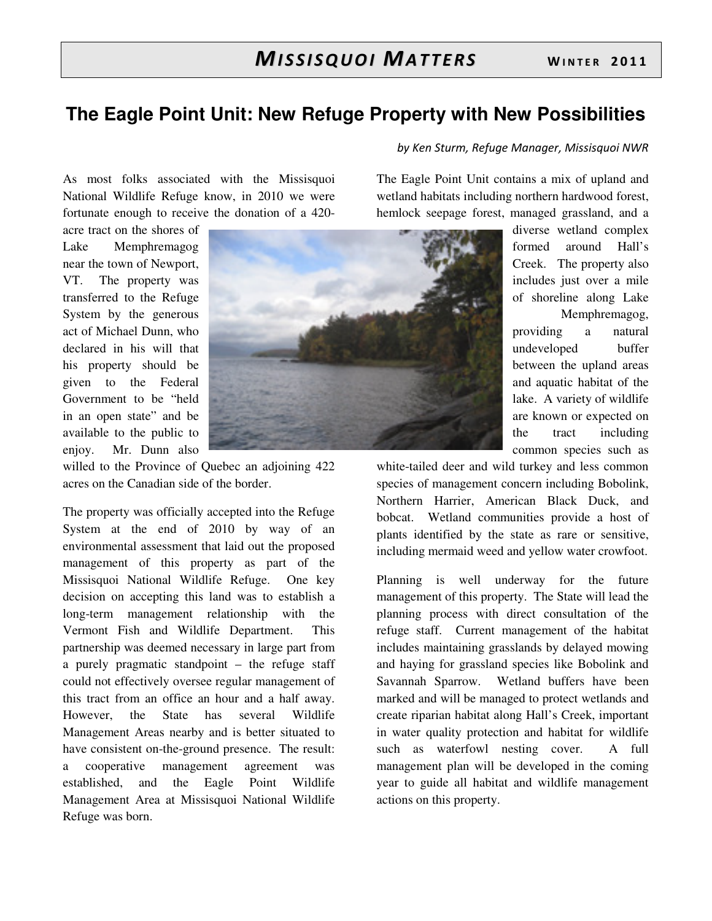# The Eagle Point Unit: New Refuge Property with New Possibilities

*by Ken Sturm, Refuge Manager, Missisquoi NWR*

As most folks associated with the Missisquoi National Wildlife Refuge know, in 2010 we were fortunate enough to receive the donation of a 420-acre tract on the shores of Lake Memphremagog near the town of Newport, VT. The property was transferred to the Refuge System by the generous act of Michael Dunn, who declared in his will that his property should be given to the Federal Government to be "held in an open state" and be available to the public to enjoy. Mr. Dunn also willed to the Province of Quebec an adjoining 422 acres on the Canadian side of the border.

The property was officially accepted into the Refuge System at the end of 2010 by way of an environmental assessment that laid out the proposed management of this property as part of the Missisquoi National Wildlife Refuge. One key decision on accepting this land was to establish a long-term management relationship with the Vermont Fish and Wildlife Department. This partnership was deemed necessary in large part from a purely pragmatic standpoint – the refuge staff could not effectively oversee regular management of this tract from an office an hour and a half away. However, the State has several Wildlife Management Areas nearby and is better situated to have consistent on-the-ground presence. The result: a cooperative management agreement was established, and the Eagle Point Wildlife Management Area at Missisquoi National Wildlife Refuge was born.

The Eagle Point Unit contains a mix of upland and wetland habitats including northern hardwood forest, hemlock seepage forest, managed grassland, and a diverse wetland complex formed around Hall's Creek. The property also includes just over a mile of shoreline along Lake Memphremagog, providing a natural undeveloped buffer between the upland areas and aquatic habitat of the lake. A variety of wildlife are known or expected on the tract including common species such as white-tailed deer and wild turkey and less common species of management concern including Bobolink, Northern Harrier, American Black Duck, and bobcat. Wetland communities provide a host of plants identified by the state as rare or sensitive, including mermaid weed and yellow water crowfoot.

Planning is well underway for the future management of this property. The State will lead the planning process with direct consultation of the refuge staff. Current management of the habitat includes maintaining grasslands by delayed mowing and haying for grassland species like Bobolink and Savannah Sparrow. Wetland buffers have been marked and will be managed to protect wetlands and create riparian habitat along Hall's Creek, important in water quality protection and habitat for wildlife such as waterfowl nesting cover. A full management plan will be developed in the coming year to guide all habitat and wildlife management actions on this property.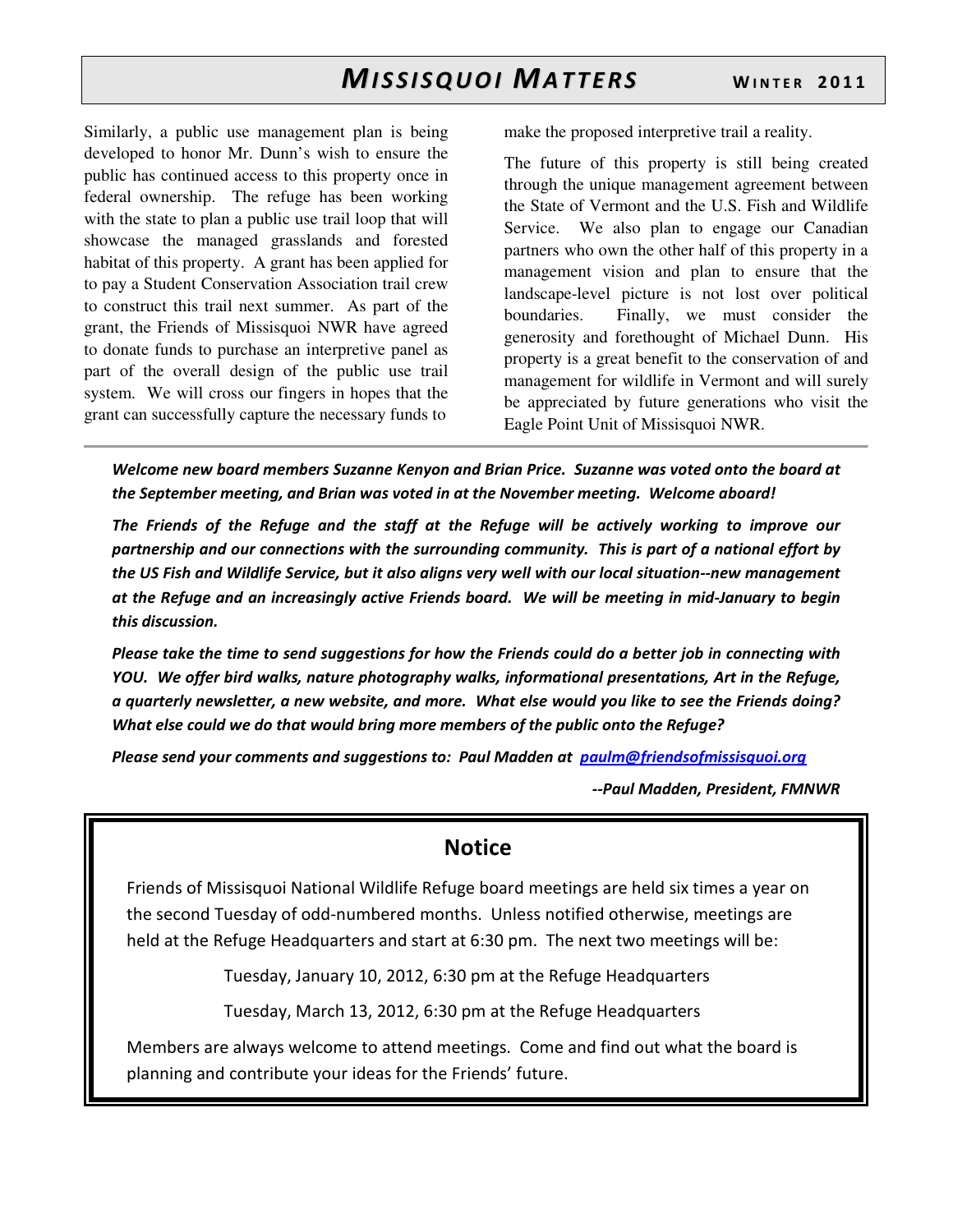Similarly, a public use management plan is being developed to honor Mr. Dunn's wish to ensure the public has continued access to this property once in federal ownership. The refuge has been working with the state to plan a public use trail loop that will showcase the managed grasslands and forested habitat of this property. A grant has been applied for to pay a Student Conservation Association trail crew to construct this trail next summer. As part of the grant, the Friends of Missisquoi NWR have agreed to donate funds to purchase an interpretive panel as part of the overall design of the public use trail system. We will cross our fingers in hopes that the grant can successfully capture the necessary funds to make the proposed interpretive trail a reality.

The future of this property is still being created through the unique management agreement between the State of Vermont and the U.S. Fish and Wildlife Service. We also plan to engage our Canadian partners who own the other half of this property in a management vision and plan to ensure that the landscape-level picture is not lost over political boundaries. Finally, we must consider the generosity and forethought of Michael Dunn. His property is a great benefit to the conservation of and management for wildlife in Vermont and will surely be appreciated by future generations who visit the Eagle Point Unit of Missisquoi NWR.

---

***Welcome new board members Suzanne Kenyon and Brian Price. Suzanne was voted onto the board at the September meeting, and Brian was voted in at the November meeting. Welcome aboard!***

***The Friends of the Refuge and the staff at the Refuge will be actively working to improve our partnership and our connections with the surrounding community. This is part of a national effort by the US Fish and Wildlife Service, but it also aligns very well with our local situation--new management at the Refuge and an increasingly active Friends board. We will be meeting in mid-January to begin this discussion.***

***Please take the time to send suggestions for how the Friends could do a better job in connecting with YOU. We offer bird walks, nature photography walks, informational presentations, Art in the Refuge, a quarterly newsletter, a new website, and more. What else would you like to see the Friends doing? What else could we do that would bring more members of the public onto the Refuge?***

***Please send your comments and suggestions to: Paul Madden at paulm@friendsofmissisquoi.org***

***--Paul Madden, President, FMNWR***

## Notice

Friends of Missisquoi National Wildlife Refuge board meetings are held six times a year on the second Tuesday of odd-numbered months. Unless notified otherwise, meetings are held at the Refuge Headquarters and start at 6:30 pm. The next two meetings will be:

Tuesday, January 10, 2012, 6:30 pm at the Refuge Headquarters

Tuesday, March 13, 2012, 6:30 pm at the Refuge Headquarters

Members are always welcome to attend meetings. Come and find out what the board is planning and contribute your ideas for the Friends' future.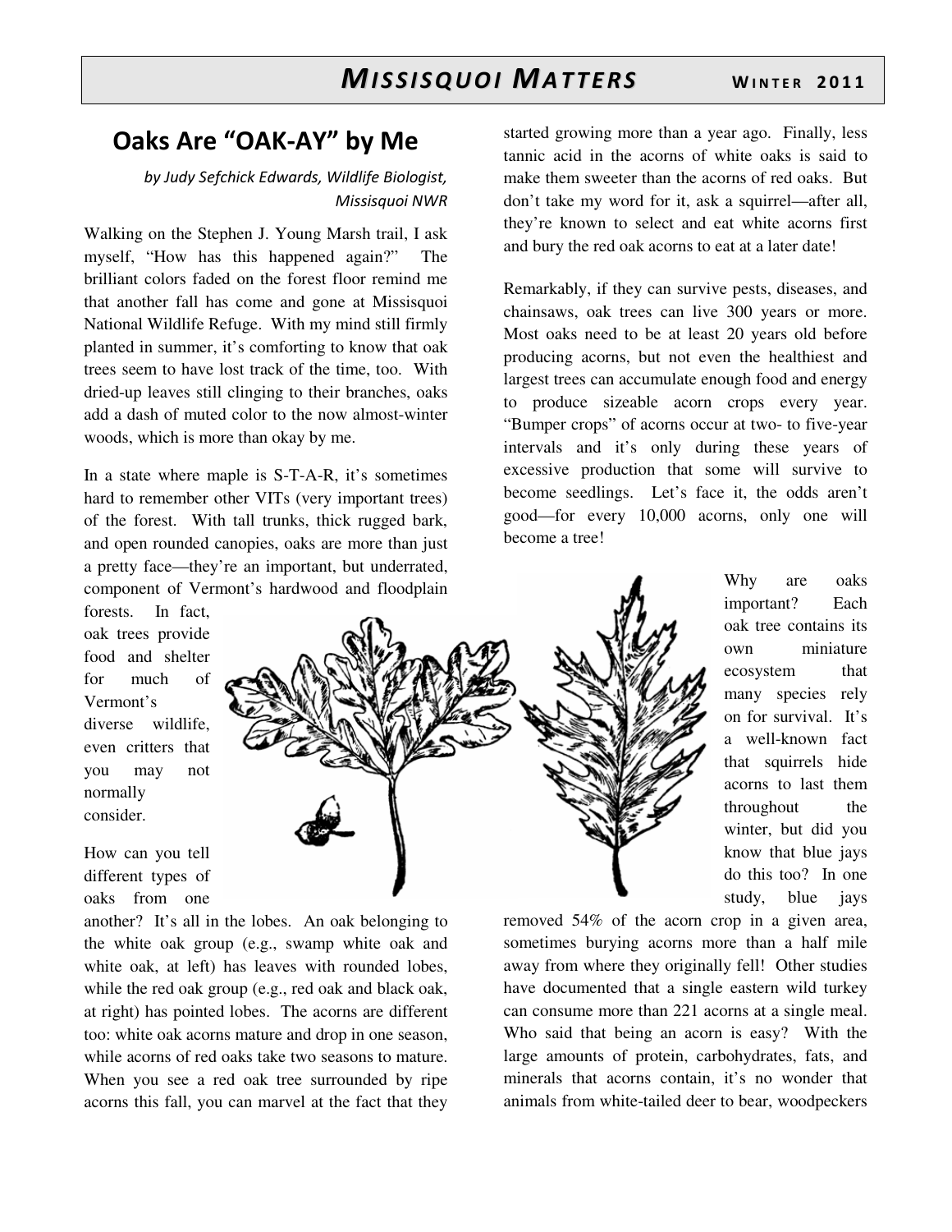# Oaks Are "OAK-AY" by Me

*by Judy Sefchick Edwards, Wildlife Biologist, Missisquoi NWR*

Walking on the Stephen J. Young Marsh trail, I ask myself, "How has this happened again?" The brilliant colors faded on the forest floor remind me that another fall has come and gone at Missisquoi National Wildlife Refuge. With my mind still firmly planted in summer, it's comforting to know that oak trees seem to have lost track of the time, too. With dried-up leaves still clinging to their branches, oaks add a dash of muted color to the now almost-winter woods, which is more than okay by me.

In a state where maple is S-T-A-R, it's sometimes hard to remember other VITs (very important trees) of the forest. With tall trunks, thick rugged bark, and open rounded canopies, oaks are more than just a pretty face—they're an important, but underrated, component of Vermont's hardwood and floodplain forests. In fact, oak trees provide food and shelter for much of Vermont's diverse wildlife, even critters that you may not normally consider.

How can you tell different types of oaks from one another? It's all in the lobes. An oak belonging to the white oak group (e.g., swamp white oak and white oak, at left) has leaves with rounded lobes, while the red oak group (e.g., red oak and black oak, at right) has pointed lobes. The acorns are different too: white oak acorns mature and drop in one season, while acorns of red oaks take two seasons to mature. When you see a red oak tree surrounded by ripe acorns this fall, you can marvel at the fact that they started growing more than a year ago. Finally, less tannic acid in the acorns of white oaks is said to make them sweeter than the acorns of red oaks. But don't take my word for it, ask a squirrel—after all, they're known to select and eat white acorns first and bury the red oak acorns to eat at a later date!

Remarkably, if they can survive pests, diseases, and chainsaws, oak trees can live 300 years or more. Most oaks need to be at least 20 years old before producing acorns, but not even the healthiest and largest trees can accumulate enough food and energy to produce sizeable acorn crops every year. "Bumper crops" of acorns occur at two- to five-year intervals and it's only during these years of excessive production that some will survive to become seedlings. Let's face it, the odds aren't good—for every 10,000 acorns, only one will become a tree!

Why are oaks important? Each oak tree contains its own miniature ecosystem that many species rely on for survival. It's a well-known fact that squirrels hide acorns to last them throughout the winter, but did you know that blue jays do this too? In one study, blue jays removed 54% of the acorn crop in a given area, sometimes burying acorns more than a half mile away from where they originally fell! Other studies have documented that a single eastern wild turkey can consume more than 221 acorns at a single meal. Who said that being an acorn is easy? With the large amounts of protein, carbohydrates, fats, and minerals that acorns contain, it's no wonder that animals from white-tailed deer to bear, woodpeckers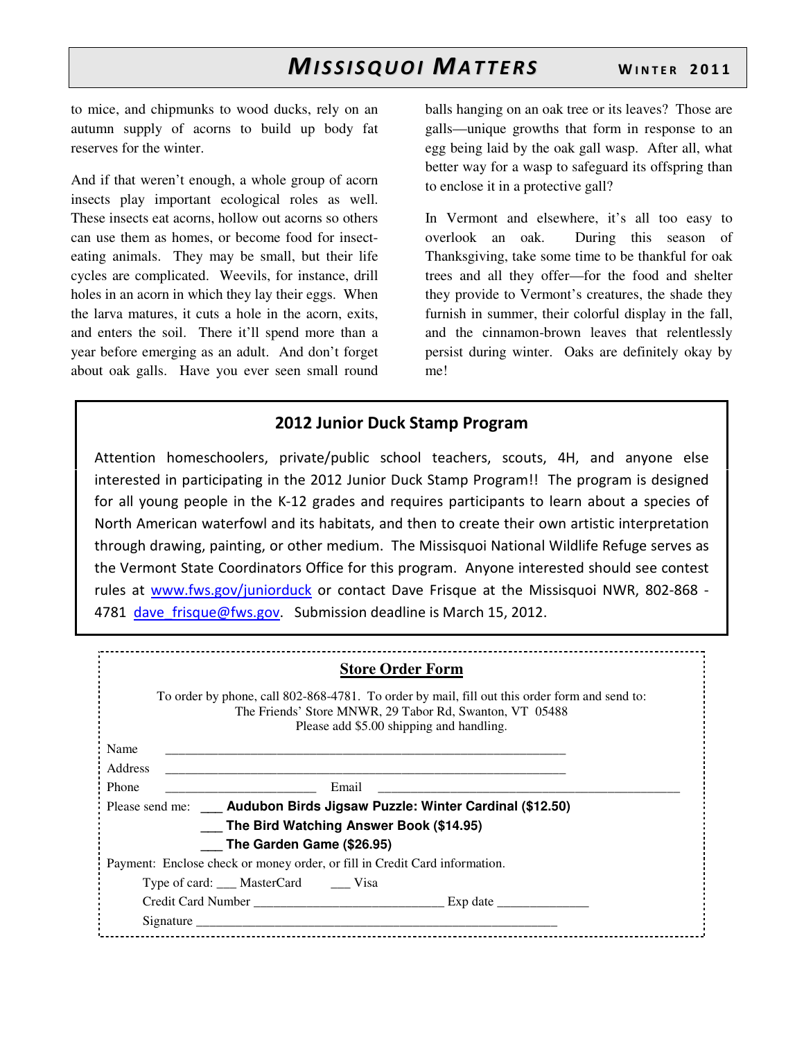to mice, and chipmunks to wood ducks, rely on an autumn supply of acorns to build up body fat reserves for the winter.

And if that weren't enough, a whole group of acorn insects play important ecological roles as well. These insects eat acorns, hollow out acorns so others can use them as homes, or become food for insect-eating animals. They may be small, but their life cycles are complicated. Weevils, for instance, drill holes in an acorn in which they lay their eggs. When the larva matures, it cuts a hole in the acorn, exits, and enters the soil. There it'll spend more than a year before emerging as an adult. And don't forget about oak galls. Have you ever seen small round balls hanging on an oak tree or its leaves? Those are galls—unique growths that form in response to an egg being laid by the oak gall wasp. After all, what better way for a wasp to safeguard its offspring than to enclose it in a protective gall?

In Vermont and elsewhere, it's all too easy to overlook an oak. During this season of Thanksgiving, take some time to be thankful for oak trees and all they offer—for the food and shelter they provide to Vermont's creatures, the shade they furnish in summer, their colorful display in the fall, and the cinnamon-brown leaves that relentlessly persist during winter. Oaks are definitely okay by me!

## 2012 Junior Duck Stamp Program

Attention homeschoolers, private/public school teachers, scouts, 4H, and anyone else interested in participating in the 2012 Junior Duck Stamp Program!! The program is designed for all young people in the K-12 grades and requires participants to learn about a species of North American waterfowl and its habitats, and then to create their own artistic interpretation through drawing, painting, or other medium. The Missisquoi National Wildlife Refuge serves as the Vermont State Coordinators Office for this program. Anyone interested should see contest rules at www.fws.gov/juniorduck or contact Dave Frisque at the Missisquoi NWR, 802-868 - 4781 dave_frisque@fws.gov. Submission deadline is March 15, 2012.

## Store Order Form

To order by phone, call 802-868-4781. To order by mail, fill out this order form and send to:
The Friends' Store MNWR, 29 Tabor Rd, Swanton, VT 05488
Please add $5.00 shipping and handling.

Name ____________________________________________

Address ____________________________________________

Phone ______________________ Email ______________________________

Please send me: ___ **Audubon Birds Jigsaw Puzzle: Winter Cardinal ($12.50)**

___ **The Bird Watching Answer Book ($14.95)**

___ **The Garden Game ($26.95)**

Payment: Enclose check or money order, or fill in Credit Card information.

Type of card: ___ MasterCard ___ Visa

Credit Card Number ____________________________ Exp date ______________

Signature ____________________________________________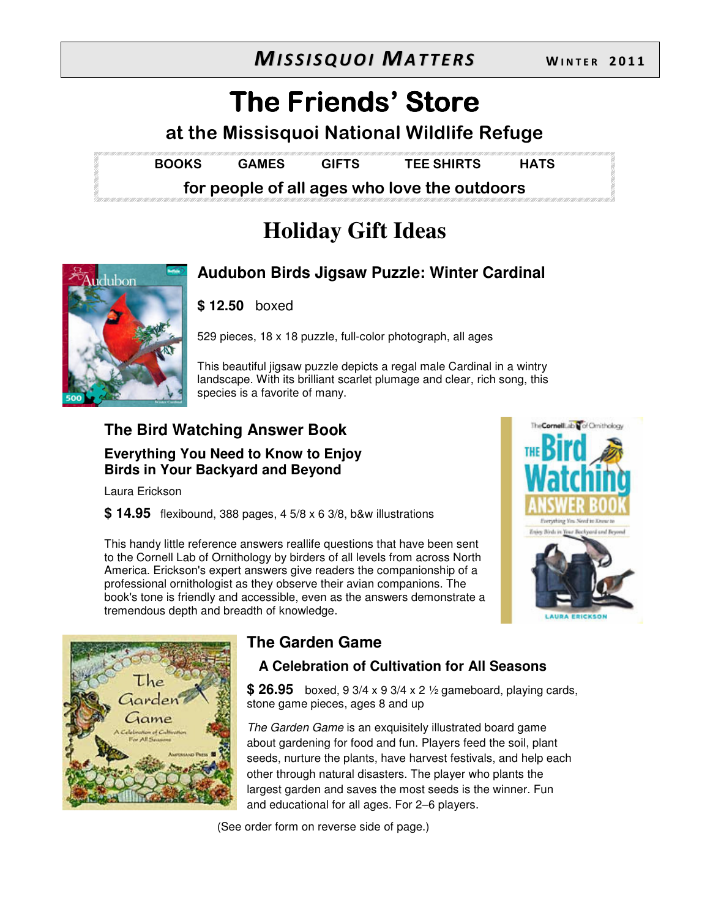# The Friends' Store

## at the Missisquoi National Wildlife Refuge

**BOOKS GAMES GIFTS TEE SHIRTS HATS**

**for people of all ages who love the outdoors**

# Holiday Gift Ideas

### Audubon Birds Jigsaw Puzzle: Winter Cardinal

**$ 12.50** boxed

529 pieces, 18 x 18 puzzle, full-color photograph, all ages

This beautiful jigsaw puzzle depicts a regal male Cardinal in a wintry landscape. With its brilliant scarlet plumage and clear, rich song, this species is a favorite of many.

### The Bird Watching Answer Book

**Everything You Need to Know to Enjoy Birds in Your Backyard and Beyond**

Laura Erickson

**$ 14.95** flexibound, 388 pages, 4 5/8 x 6 3/8, b&w illustrations

This handy little reference answers reallife questions that have been sent to the Cornell Lab of Ornithology by birders of all levels from across North America. Erickson's expert answers give readers the companionship of a professional ornithologist as they observe their avian companions. The book's tone is friendly and accessible, even as the answers demonstrate a tremendous depth and breadth of knowledge.

### The Garden Game

**A Celebration of Cultivation for All Seasons**

**$ 26.95** boxed, 9 3/4 x 9 3/4 x 2 ½ gameboard, playing cards, stone game pieces, ages 8 and up

*The Garden Game* is an exquisitely illustrated board game about gardening for food and fun. Players feed the soil, plant seeds, nurture the plants, have harvest festivals, and help each other through natural disasters. The player who plants the largest garden and saves the most seeds is the winner. Fun and educational for all ages. For 2–6 players.

(See order form on reverse side of page.)